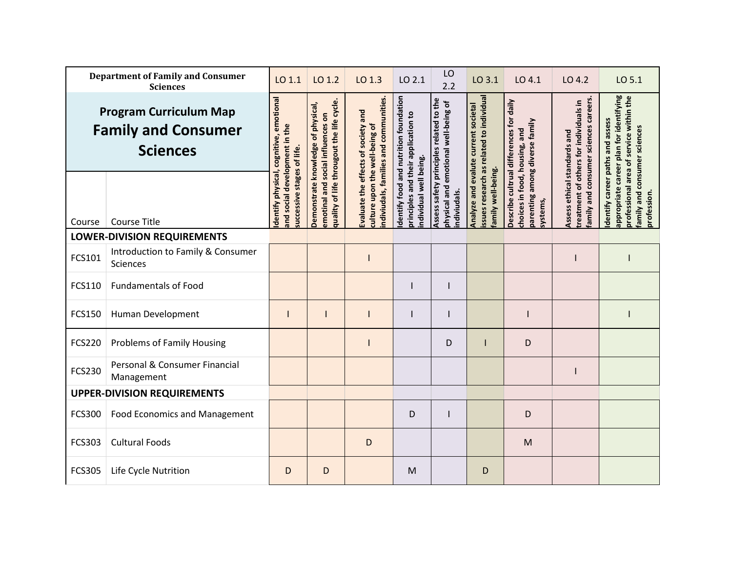| Department of Family and Consumer Sciences | | LO 1.1 | LO 1.2 | LO 1.3 | LO 2.1 | LO 2.2 | LO 3.1 | LO 4.1 | LO 4.2 | LO 5.1 |
|---|---|---|---|---|---|---|---|---|---|---|
| **Program Curriculum Map** **Family and Consumer Sciences** | | Identify physical, cognitive, emotional and social development in the successive stages of life. | Demonstrate knowledge of physical, emotinal and social influences on quality of life througout the life cycle. | Evaluate the effects of society and culture upon the well-being of indiviudals, families and communities. | Identify food and nutrition foundation principles and their application to individual well being. | Assess safety principles related to the physical and emotional well-being of indiviudals. | Analyze and evalute current societal issues research as related to individual family well-being. | Describe cultural differences for daily choices in food, housing, and parenting among diverse family systems, | Assess ethical standards and treatment of others for individuals in family and consumer sciences careers. | Identify career paths and assess appropriate career plan for identifying professional area of service within the family and consumer sciences profession. |
| Course | Course Title | | | | | | | | | |
| **LOWER-DIVISION REQUIREMENTS** | | | | | | | | | | |
| FCS101 | Introduction to Family & Consumer Sciences | | | I | | | | | I | I |
| FCS110 | Fundamentals of Food | | | | I | I | | | | |
| FCS150 | Human Development | I | I | I | I | I | | I | | I |
| FCS220 | Problems of Family Housing | | | I | | D | I | D | | |
| FCS230 | Personal & Consumer Financial Management | | | | | | | | I | |
| **UPPER-DIVISION REQUIREMENTS** | | | | | | | | | | |
| FCS300 | Food Economics and Management | | | | D | I | | D | | |
| FCS303 | Cultural Foods | | | D | | | | M | | |
| FCS305 | Life Cycle Nutrition | D | D | | M | | D | | | |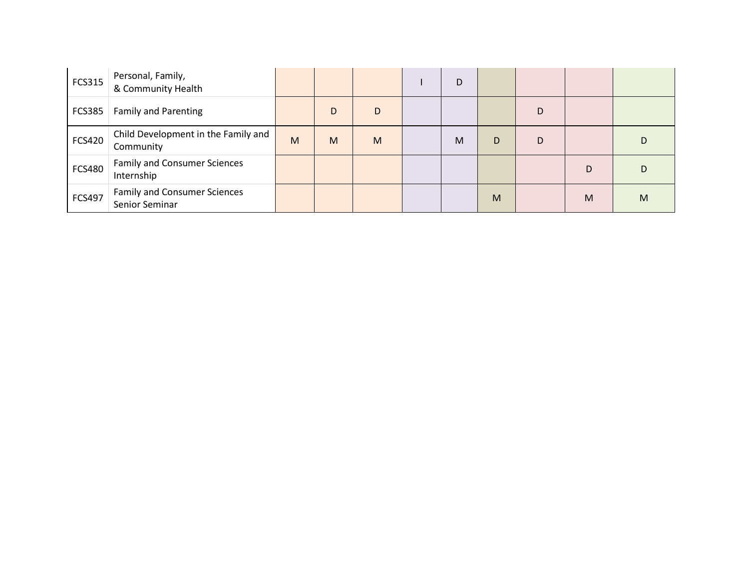| | | | | | | | | | | |
|---|---|---|---|---|---|---|---|---|---|---|
| FCS315 | Personal, Family, & Community Health | | | | I | D | | | | |
| FCS385 | Family and Parenting | | D | D | | | | D | | |
| FCS420 | Child Development in the Family and Community | M | M | M | | M | D | D | | D |
| FCS480 | Family and Consumer Sciences Internship | | | | | | | | D | D |
| FCS497 | Family and Consumer Sciences Senior Seminar | | | | | | M | | M | M |